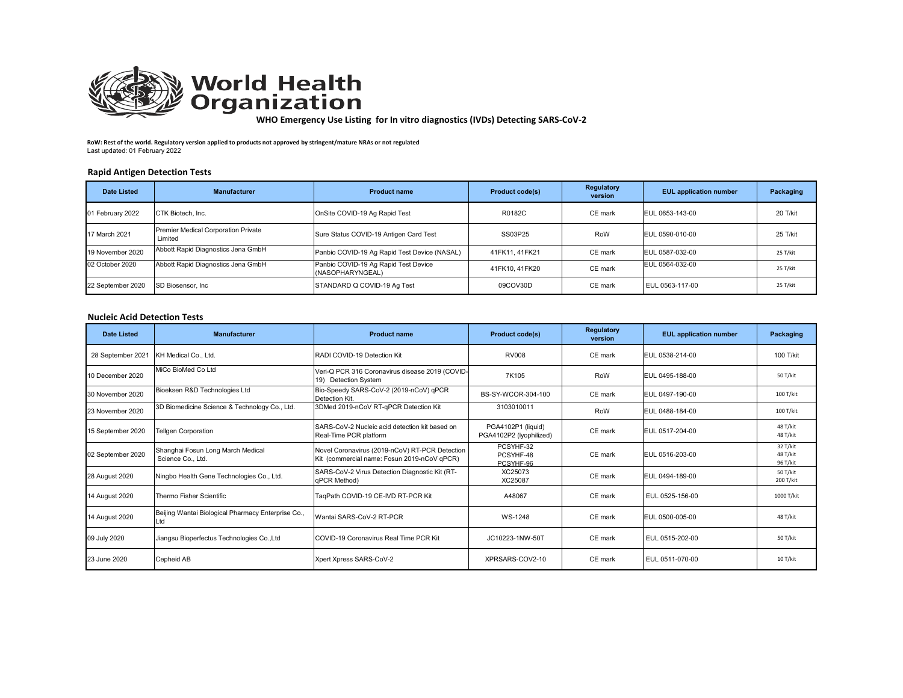# World Health Organization

**WHO Emergency Use Listing for In vitro diagnostics (IVDs) Detecting SARS-CoV-2**

**RoW: Rest of the world. Regulatory version applied to products not approved by stringent/mature NRAs or not regulated**
Last updated: 01 February 2022

## Rapid Antigen Detection Tests

| Date Listed | Manufacturer | Product name | Product code(s) | Regulatory version | EUL application number | Packaging |
|---|---|---|---|---|---|---|
| 01 February 2022 | CTK Biotech, Inc. | OnSite COVID-19 Ag Rapid Test | R0182C | CE mark | EUL 0653-143-00 | 20 T/kit |
| 17 March 2021 | Premier Medical Corporation Private Limited | Sure Status COVID-19 Antigen Card Test | SS03P25 | RoW | EUL 0590-010-00 | 25 T/kit |
| 19 November 2020 | Abbott Rapid Diagnostics Jena GmbH | Panbio COVID-19 Ag Rapid Test Device (NASAL) | 41FK11, 41FK21 | CE mark | EUL 0587-032-00 | 25 T/kit |
| 02 October 2020 | Abbott Rapid Diagnostics Jena GmbH | Panbio COVID-19 Ag Rapid Test Device (NASOPHARYNGEAL) | 41FK10, 41FK20 | CE mark | EUL 0564-032-00 | 25 T/kit |
| 22 September 2020 | SD Biosensor, Inc | STANDARD Q COVID-19 Ag Test | 09COV30D | CE mark | EUL 0563-117-00 | 25 T/kit |

## Nucleic Acid Detection Tests

| Date Listed | Manufacturer | Product name | Product code(s) | Regulatory version | EUL application number | Packaging |
|---|---|---|---|---|---|---|
| 28 September 2021 | KH Medical Co., Ltd. | RADI COVID-19 Detection Kit | RV008 | CE mark | EUL 0538-214-00 | 100 T/kit |
| 10 December 2020 | MiCo BioMed Co Ltd | Veri-Q PCR 316 Coronavirus disease 2019 (COVID-19) Detection System | 7K105 | RoW | EUL 0495-188-00 | 50 T/kit |
| 30 November 2020 | Bioeksen R&D Technologies Ltd | Bio-Speedy SARS-CoV-2 (2019-nCoV) qPCR Detection Kit. | BS-SY-WCOR-304-100 | CE mark | EUL 0497-190-00 | 100 T/kit |
| 23 November 2020 | 3D Biomedicine Science & Technology Co., Ltd. | 3DMed 2019-nCoV RT-qPCR Detection Kit | 3103010011 | RoW | EUL 0488-184-00 | 100 T/kit |
| 15 September 2020 | Tellgen Corporation | SARS-CoV-2 Nucleic acid detection kit based on Real-Time PCR platform | PGA4102P1 (liquid)<br>PGA4102P2 (lyophilized) | CE mark | EUL 0517-204-00 | 48 T/kit<br>48 T/kit |
| 02 September 2020 | Shanghai Fosun Long March Medical Science Co., Ltd. | Novel Coronavirus (2019-nCoV) RT-PCR Detection Kit (commercial name: Fosun 2019-nCoV qPCR) | PCSYHF-32<br>PCSYHF-48<br>PCSYHF-96 | CE mark | EUL 0516-203-00 | 32 T/kit<br>48 T/kit<br>96 T/kit |
| 28 August 2020 | Ningbo Health Gene Technologies Co., Ltd. | SARS-CoV-2 Virus Detection Diagnostic Kit (RT-qPCR Method) | XC25073<br>XC25087 | CE mark | EUL 0494-189-00 | 50 T/kit<br>200 T/kit |
| 14 August 2020 | Thermo Fisher Scientific | TaqPath COVID-19 CE-IVD RT-PCR Kit | A48067 | CE mark | EUL 0525-156-00 | 1000 T/kit |
| 14 August 2020 | Beijing Wantai Biological Pharmacy Enterprise Co., Ltd | Wantai SARS-CoV-2 RT-PCR | WS-1248 | CE mark | EUL 0500-005-00 | 48 T/kit |
| 09 July 2020 | Jiangsu Bioperfectus Technologies Co.,Ltd | COVID-19 Coronavirus Real Time PCR Kit | JC10223-1NW-50T | CE mark | EUL 0515-202-00 | 50 T/kit |
| 23 June 2020 | Cepheid AB | Xpert Xpress SARS-CoV-2 | XPRSARS-COV2-10 | CE mark | EUL 0511-070-00 | 10 T/kit |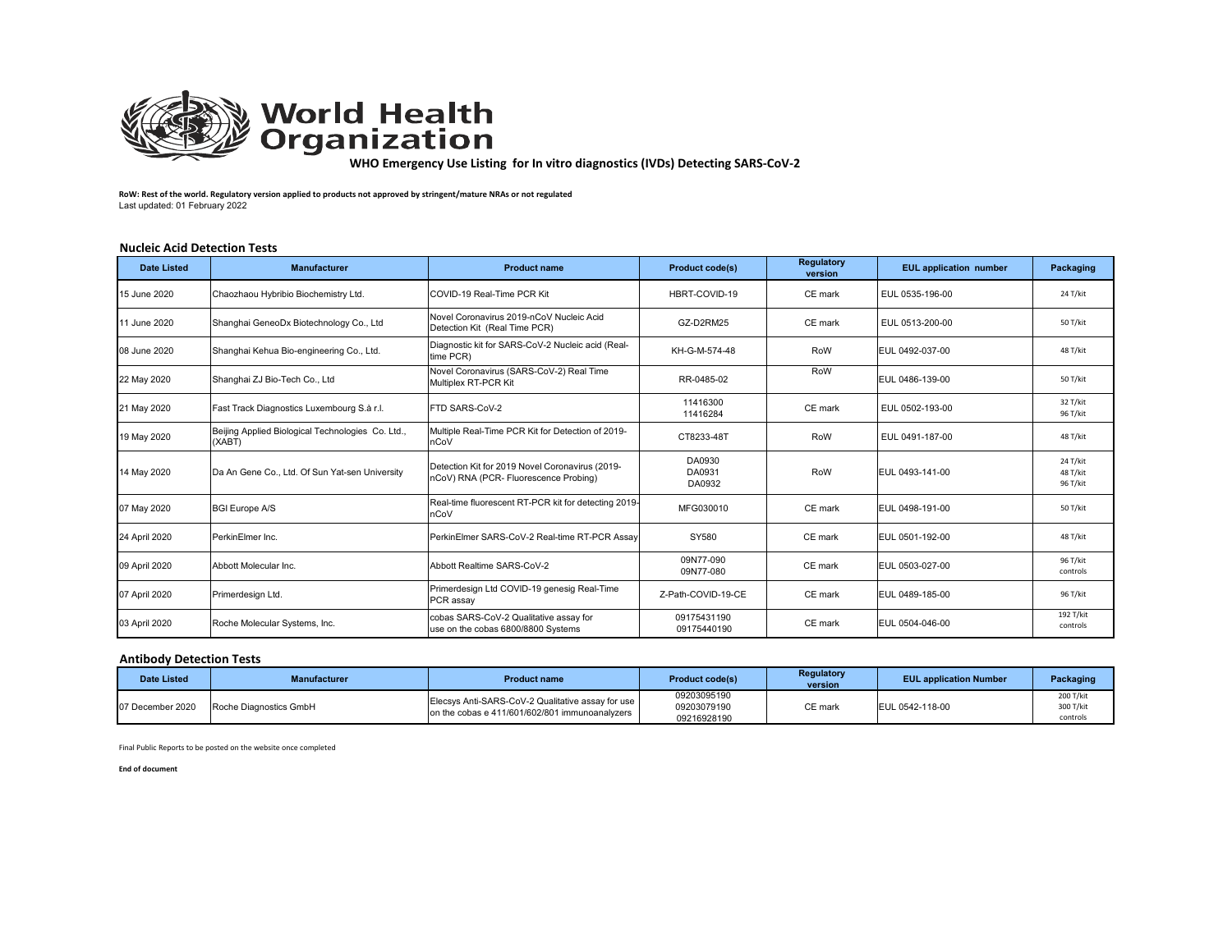**WHO Emergency Use Listing for In vitro diagnostics (IVDs) Detecting SARS-CoV-2**

**RoW: Rest of the world. Regulatory version applied to products not approved by stringent/mature NRAs or not regulated**
Last updated: 01 February 2022

## Nucleic Acid Detection Tests

| Date Listed | Manufacturer | Product name | Product code(s) | Regulatory version | EUL application number | Packaging |
|---|---|---|---|---|---|---|
| 15 June 2020 | Chaozhaou Hybribio Biochemistry Ltd. | COVID-19 Real-Time PCR Kit | HBRT-COVID-19 | CE mark | EUL 0535-196-00 | 24 T/kit |
| 11 June 2020 | Shanghai GeneoDx Biotechnology Co., Ltd | Novel Coronavirus 2019-nCoV Nucleic Acid Detection Kit (Real Time PCR) | GZ-D2RM25 | CE mark | EUL 0513-200-00 | 50 T/kit |
| 08 June 2020 | Shanghai Kehua Bio-engineering Co., Ltd. | Diagnostic kit for SARS-CoV-2 Nucleic acid (Real-time PCR) | KH-G-M-574-48 | RoW | EUL 0492-037-00 | 48 T/kit |
| 22 May 2020 | Shanghai ZJ Bio-Tech Co., Ltd | Novel Coronavirus (SARS-CoV-2) Real Time Multiplex RT-PCR Kit | RR-0485-02 | RoW | EUL 0486-139-00 | 50 T/kit |
| 21 May 2020 | Fast Track Diagnostics Luxembourg S.à r.l. | FTD SARS-CoV-2 | 11416300<br>11416284 | CE mark | EUL 0502-193-00 | 32 T/kit<br>96 T/kit |
| 19 May 2020 | Beijing Applied Biological Technologies Co. Ltd., (XABT) | Multiple Real-Time PCR Kit for Detection of 2019-nCoV | CT8233-48T | RoW | EUL 0491-187-00 | 48 T/kit |
| 14 May 2020 | Da An Gene Co., Ltd. Of Sun Yat-sen University | Detection Kit for 2019 Novel Coronavirus (2019-nCoV) RNA (PCR- Fluorescence Probing) | DA0930<br>DA0931<br>DA0932 | RoW | EUL 0493-141-00 | 24 T/kit<br>48 T/kit<br>96 T/kit |
| 07 May 2020 | BGI Europe A/S | Real-time fluorescent RT-PCR kit for detecting 2019-nCoV | MFG030010 | CE mark | EUL 0498-191-00 | 50 T/kit |
| 24 April 2020 | PerkinElmer Inc. | PerkinElmer SARS-CoV-2 Real-time RT-PCR Assay | SY580 | CE mark | EUL 0501-192-00 | 48 T/kit |
| 09 April 2020 | Abbott Molecular Inc. | Abbott Realtime SARS-CoV-2 | 09N77-090<br>09N77-080 | CE mark | EUL 0503-027-00 | 96 T/kit<br>controls |
| 07 April 2020 | Primerdesign Ltd. | Primerdesign Ltd COVID-19 genesig Real-Time PCR assay | Z-Path-COVID-19-CE | CE mark | EUL 0489-185-00 | 96 T/kit |
| 03 April 2020 | Roche Molecular Systems, Inc. | cobas SARS-CoV-2 Qualitative assay for use on the cobas 6800/8800 Systems | 09175431190<br>09175440190 | CE mark | EUL 0504-046-00 | 192 T/kit<br>controls |

## Antibody Detection Tests

| Date Listed | Manufacturer | Product name | Product code(s) | Regulatory version | EUL application Number | Packaging |
|---|---|---|---|---|---|---|
| 07 December 2020 | Roche Diagnostics GmbH | Elecsys Anti-SARS-CoV-2 Qualitative assay for use on the cobas e 411/601/602/801 immunoanalyzers | 09203095190<br>09203079190<br>09216928190 | CE mark | EUL 0542-118-00 | 200 T/kit<br>300 T/kit<br>controls |

Final Public Reports to be posted on the website once completed

**End of document**